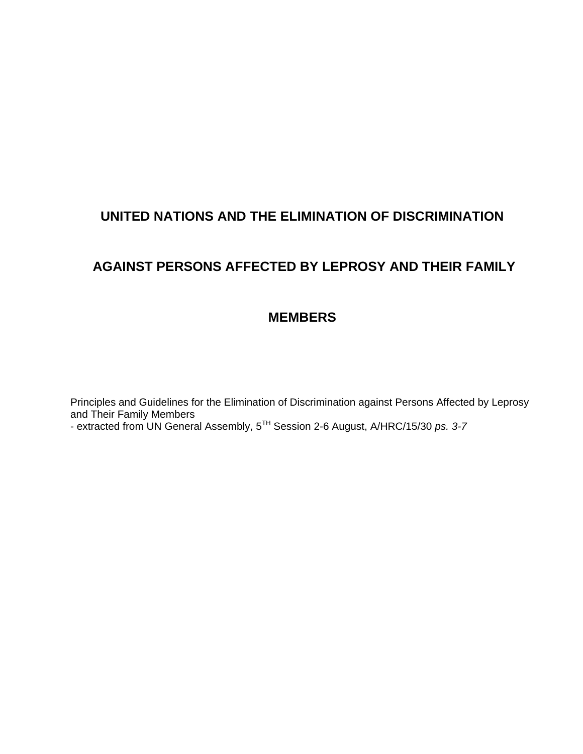# UNITED NATIONS AND THE ELIMINATION OF DISCRIMINATION AGAINST PERSONS AFFECTED BY LEPROSY AND THEIR FAMILY MEMBERS

Principles and Guidelines for the Elimination of Discrimination against Persons Affected by Leprosy and Their Family Members
- extracted from UN General Assembly, 5TH Session 2-6 August, A/HRC/15/30 *ps. 3-7*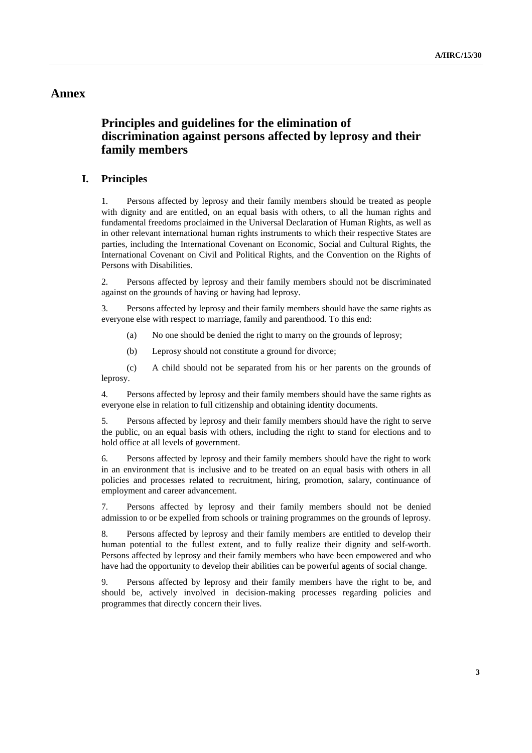# Annex

## Principles and guidelines for the elimination of discrimination against persons affected by leprosy and their family members

### I. Principles

1. Persons affected by leprosy and their family members should be treated as people with dignity and are entitled, on an equal basis with others, to all the human rights and fundamental freedoms proclaimed in the Universal Declaration of Human Rights, as well as in other relevant international human rights instruments to which their respective States are parties, including the International Covenant on Economic, Social and Cultural Rights, the International Covenant on Civil and Political Rights, and the Convention on the Rights of Persons with Disabilities.

2. Persons affected by leprosy and their family members should not be discriminated against on the grounds of having or having had leprosy.

3. Persons affected by leprosy and their family members should have the same rights as everyone else with respect to marriage, family and parenthood. To this end:

(a) No one should be denied the right to marry on the grounds of leprosy;

(b) Leprosy should not constitute a ground for divorce;

(c) A child should not be separated from his or her parents on the grounds of leprosy.

4. Persons affected by leprosy and their family members should have the same rights as everyone else in relation to full citizenship and obtaining identity documents.

5. Persons affected by leprosy and their family members should have the right to serve the public, on an equal basis with others, including the right to stand for elections and to hold office at all levels of government.

6. Persons affected by leprosy and their family members should have the right to work in an environment that is inclusive and to be treated on an equal basis with others in all policies and processes related to recruitment, hiring, promotion, salary, continuance of employment and career advancement.

7. Persons affected by leprosy and their family members should not be denied admission to or be expelled from schools or training programmes on the grounds of leprosy.

8. Persons affected by leprosy and their family members are entitled to develop their human potential to the fullest extent, and to fully realize their dignity and self-worth. Persons affected by leprosy and their family members who have been empowered and who have had the opportunity to develop their abilities can be powerful agents of social change.

9. Persons affected by leprosy and their family members have the right to be, and should be, actively involved in decision-making processes regarding policies and programmes that directly concern their lives.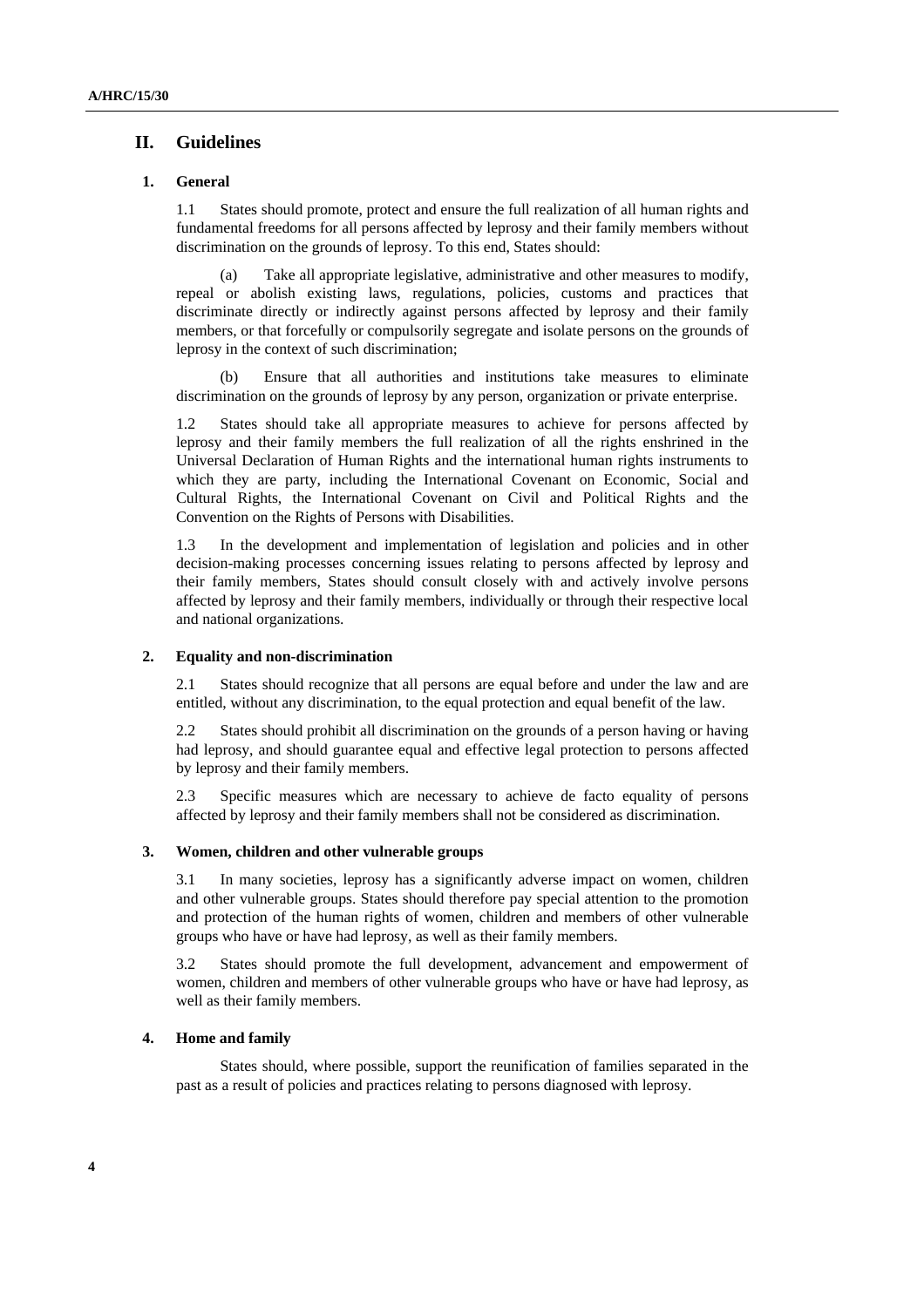## II. Guidelines

### 1. General

1.1 States should promote, protect and ensure the full realization of all human rights and fundamental freedoms for all persons affected by leprosy and their family members without discrimination on the grounds of leprosy. To this end, States should:

(a) Take all appropriate legislative, administrative and other measures to modify, repeal or abolish existing laws, regulations, policies, customs and practices that discriminate directly or indirectly against persons affected by leprosy and their family members, or that forcefully or compulsorily segregate and isolate persons on the grounds of leprosy in the context of such discrimination;

(b) Ensure that all authorities and institutions take measures to eliminate discrimination on the grounds of leprosy by any person, organization or private enterprise.

1.2 States should take all appropriate measures to achieve for persons affected by leprosy and their family members the full realization of all the rights enshrined in the Universal Declaration of Human Rights and the international human rights instruments to which they are party, including the International Covenant on Economic, Social and Cultural Rights, the International Covenant on Civil and Political Rights and the Convention on the Rights of Persons with Disabilities.

1.3 In the development and implementation of legislation and policies and in other decision-making processes concerning issues relating to persons affected by leprosy and their family members, States should consult closely with and actively involve persons affected by leprosy and their family members, individually or through their respective local and national organizations.

### 2. Equality and non-discrimination

2.1 States should recognize that all persons are equal before and under the law and are entitled, without any discrimination, to the equal protection and equal benefit of the law.

2.2 States should prohibit all discrimination on the grounds of a person having or having had leprosy, and should guarantee equal and effective legal protection to persons affected by leprosy and their family members.

2.3 Specific measures which are necessary to achieve de facto equality of persons affected by leprosy and their family members shall not be considered as discrimination.

### 3. Women, children and other vulnerable groups

3.1 In many societies, leprosy has a significantly adverse impact on women, children and other vulnerable groups. States should therefore pay special attention to the promotion and protection of the human rights of women, children and members of other vulnerable groups who have or have had leprosy, as well as their family members.

3.2 States should promote the full development, advancement and empowerment of women, children and members of other vulnerable groups who have or have had leprosy, as well as their family members.

### 4. Home and family

States should, where possible, support the reunification of families separated in the past as a result of policies and practices relating to persons diagnosed with leprosy.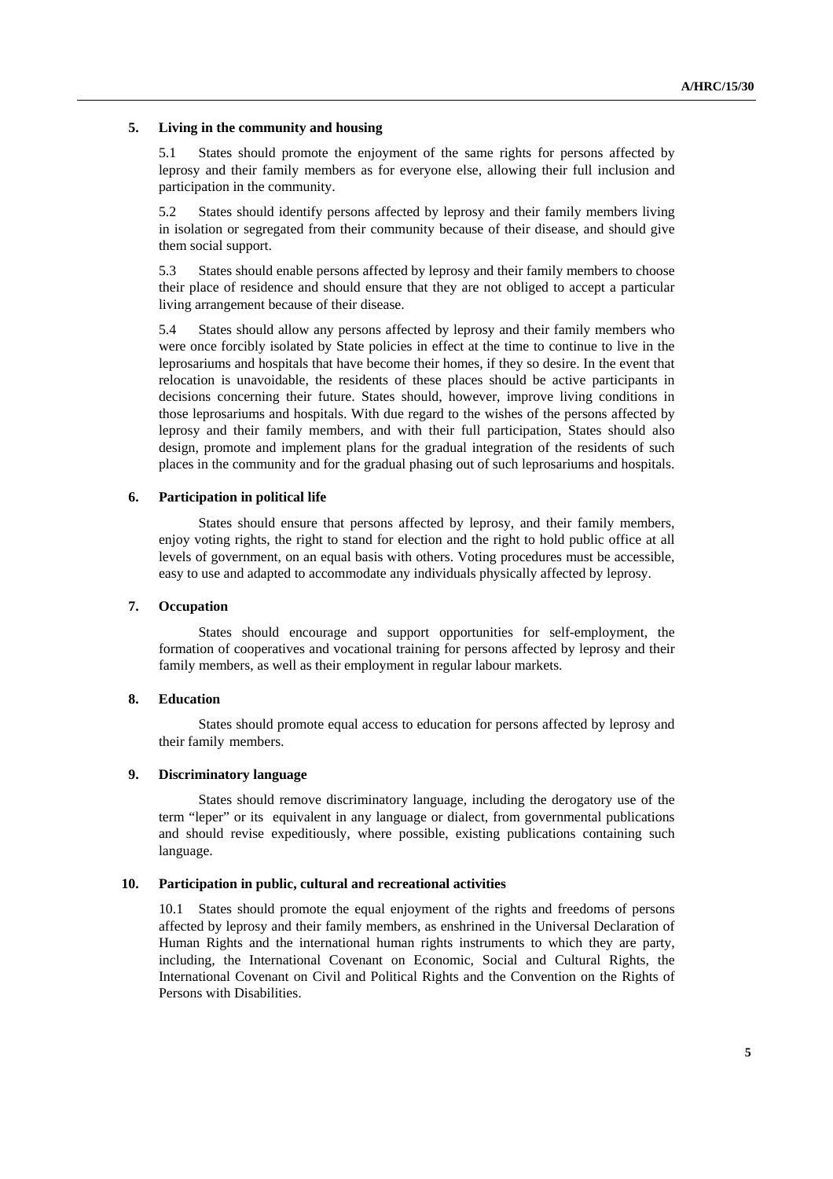### 5. Living in the community and housing

5.1 States should promote the enjoyment of the same rights for persons affected by leprosy and their family members as for everyone else, allowing their full inclusion and participation in the community.

5.2 States should identify persons affected by leprosy and their family members living in isolation or segregated from their community because of their disease, and should give them social support.

5.3 States should enable persons affected by leprosy and their family members to choose their place of residence and should ensure that they are not obliged to accept a particular living arrangement because of their disease.

5.4 States should allow any persons affected by leprosy and their family members who were once forcibly isolated by State policies in effect at the time to continue to live in the leprosariums and hospitals that have become their homes, if they so desire. In the event that relocation is unavoidable, the residents of these places should be active participants in decisions concerning their future. States should, however, improve living conditions in those leprosariums and hospitals. With due regard to the wishes of the persons affected by leprosy and their family members, and with their full participation, States should also design, promote and implement plans for the gradual integration of the residents of such places in the community and for the gradual phasing out of such leprosariums and hospitals.

### 6. Participation in political life

States should ensure that persons affected by leprosy, and their family members, enjoy voting rights, the right to stand for election and the right to hold public office at all levels of government, on an equal basis with others. Voting procedures must be accessible, easy to use and adapted to accommodate any individuals physically affected by leprosy.

### 7. Occupation

States should encourage and support opportunities for self-employment, the formation of cooperatives and vocational training for persons affected by leprosy and their family members, as well as their employment in regular labour markets.

### 8. Education

States should promote equal access to education for persons affected by leprosy and their family members.

### 9. Discriminatory language

States should remove discriminatory language, including the derogatory use of the term "leper" or its equivalent in any language or dialect, from governmental publications and should revise expeditiously, where possible, existing publications containing such language.

### 10. Participation in public, cultural and recreational activities

10.1 States should promote the equal enjoyment of the rights and freedoms of persons affected by leprosy and their family members, as enshrined in the Universal Declaration of Human Rights and the international human rights instruments to which they are party, including, the International Covenant on Economic, Social and Cultural Rights, the International Covenant on Civil and Political Rights and the Convention on the Rights of Persons with Disabilities.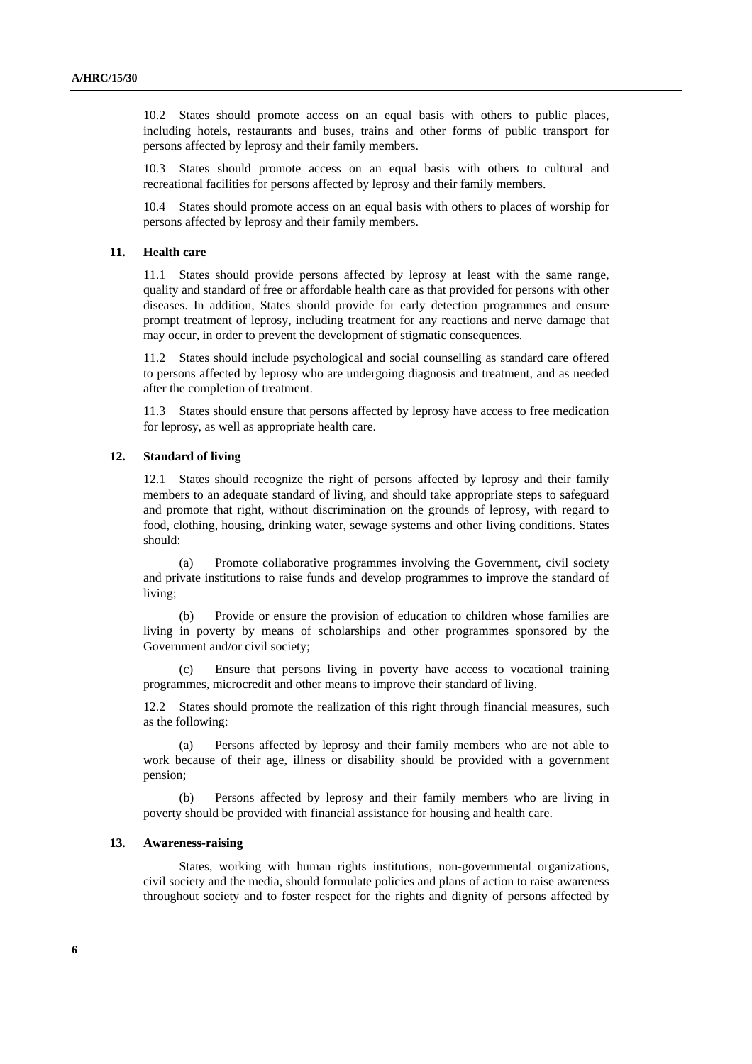10.2 States should promote access on an equal basis with others to public places, including hotels, restaurants and buses, trains and other forms of public transport for persons affected by leprosy and their family members.

10.3 States should promote access on an equal basis with others to cultural and recreational facilities for persons affected by leprosy and their family members.

10.4 States should promote access on an equal basis with others to places of worship for persons affected by leprosy and their family members.

## 11. Health care

11.1 States should provide persons affected by leprosy at least with the same range, quality and standard of free or affordable health care as that provided for persons with other diseases. In addition, States should provide for early detection programmes and ensure prompt treatment of leprosy, including treatment for any reactions and nerve damage that may occur, in order to prevent the development of stigmatic consequences.

11.2 States should include psychological and social counselling as standard care offered to persons affected by leprosy who are undergoing diagnosis and treatment, and as needed after the completion of treatment.

11.3 States should ensure that persons affected by leprosy have access to free medication for leprosy, as well as appropriate health care.

## 12. Standard of living

12.1 States should recognize the right of persons affected by leprosy and their family members to an adequate standard of living, and should take appropriate steps to safeguard and promote that right, without discrimination on the grounds of leprosy, with regard to food, clothing, housing, drinking water, sewage systems and other living conditions. States should:

(a) Promote collaborative programmes involving the Government, civil society and private institutions to raise funds and develop programmes to improve the standard of living;

(b) Provide or ensure the provision of education to children whose families are living in poverty by means of scholarships and other programmes sponsored by the Government and/or civil society;

(c) Ensure that persons living in poverty have access to vocational training programmes, microcredit and other means to improve their standard of living.

12.2 States should promote the realization of this right through financial measures, such as the following:

(a) Persons affected by leprosy and their family members who are not able to work because of their age, illness or disability should be provided with a government pension;

(b) Persons affected by leprosy and their family members who are living in poverty should be provided with financial assistance for housing and health care.

## 13. Awareness-raising

States, working with human rights institutions, non-governmental organizations, civil society and the media, should formulate policies and plans of action to raise awareness throughout society and to foster respect for the rights and dignity of persons affected by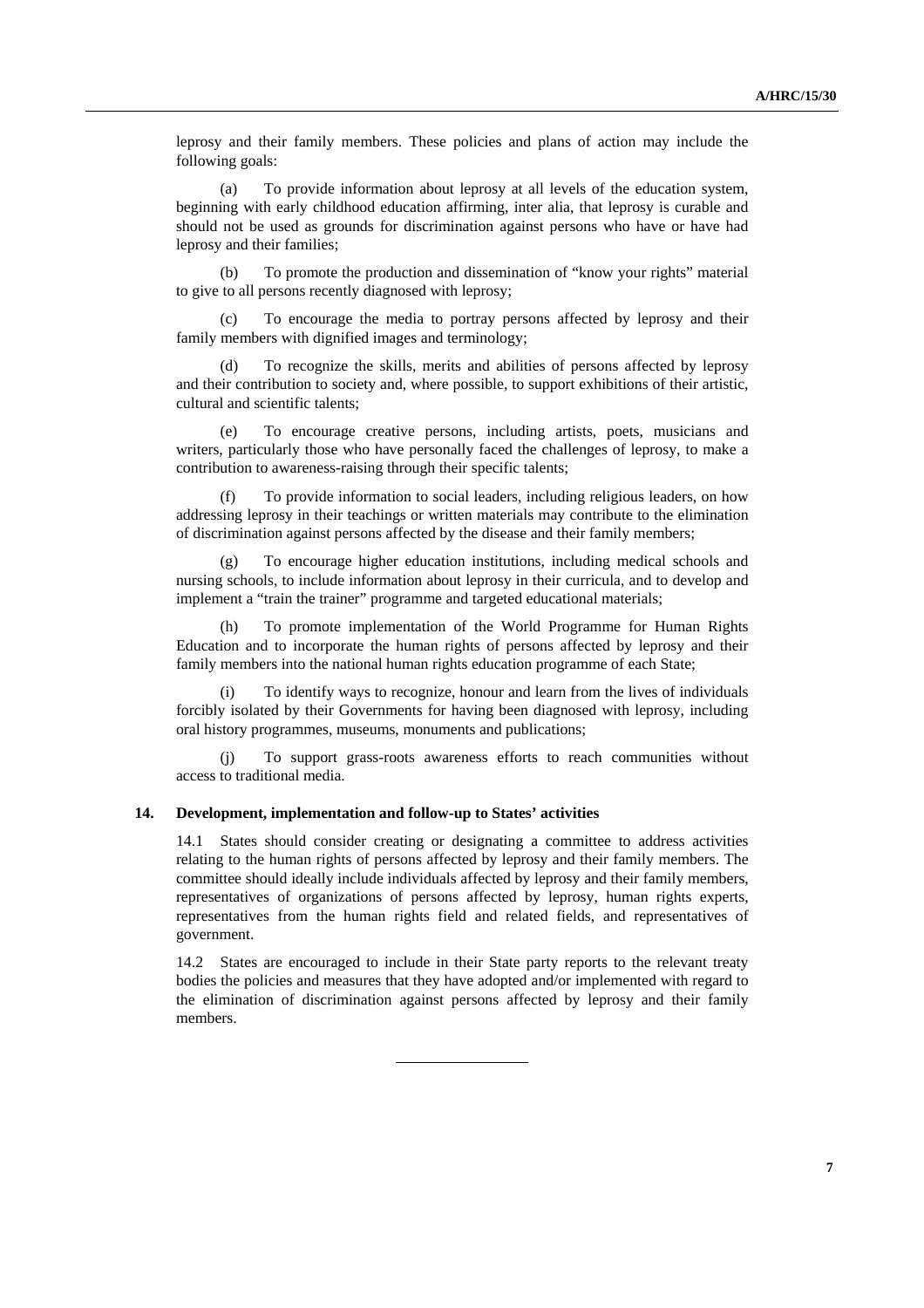leprosy and their family members. These policies and plans of action may include the following goals:

(a) To provide information about leprosy at all levels of the education system, beginning with early childhood education affirming, inter alia, that leprosy is curable and should not be used as grounds for discrimination against persons who have or have had leprosy and their families;

(b) To promote the production and dissemination of "know your rights" material to give to all persons recently diagnosed with leprosy;

(c) To encourage the media to portray persons affected by leprosy and their family members with dignified images and terminology;

(d) To recognize the skills, merits and abilities of persons affected by leprosy and their contribution to society and, where possible, to support exhibitions of their artistic, cultural and scientific talents;

(e) To encourage creative persons, including artists, poets, musicians and writers, particularly those who have personally faced the challenges of leprosy, to make a contribution to awareness-raising through their specific talents;

(f) To provide information to social leaders, including religious leaders, on how addressing leprosy in their teachings or written materials may contribute to the elimination of discrimination against persons affected by the disease and their family members;

(g) To encourage higher education institutions, including medical schools and nursing schools, to include information about leprosy in their curricula, and to develop and implement a "train the trainer" programme and targeted educational materials;

(h) To promote implementation of the World Programme for Human Rights Education and to incorporate the human rights of persons affected by leprosy and their family members into the national human rights education programme of each State;

(i) To identify ways to recognize, honour and learn from the lives of individuals forcibly isolated by their Governments for having been diagnosed with leprosy, including oral history programmes, museums, monuments and publications;

(j) To support grass-roots awareness efforts to reach communities without access to traditional media.

## 14. Development, implementation and follow-up to States' activities

14.1 States should consider creating or designating a committee to address activities relating to the human rights of persons affected by leprosy and their family members. The committee should ideally include individuals affected by leprosy and their family members, representatives of organizations of persons affected by leprosy, human rights experts, representatives from the human rights field and related fields, and representatives of government.

14.2 States are encouraged to include in their State party reports to the relevant treaty bodies the policies and measures that they have adopted and/or implemented with regard to the elimination of discrimination against persons affected by leprosy and their family members.